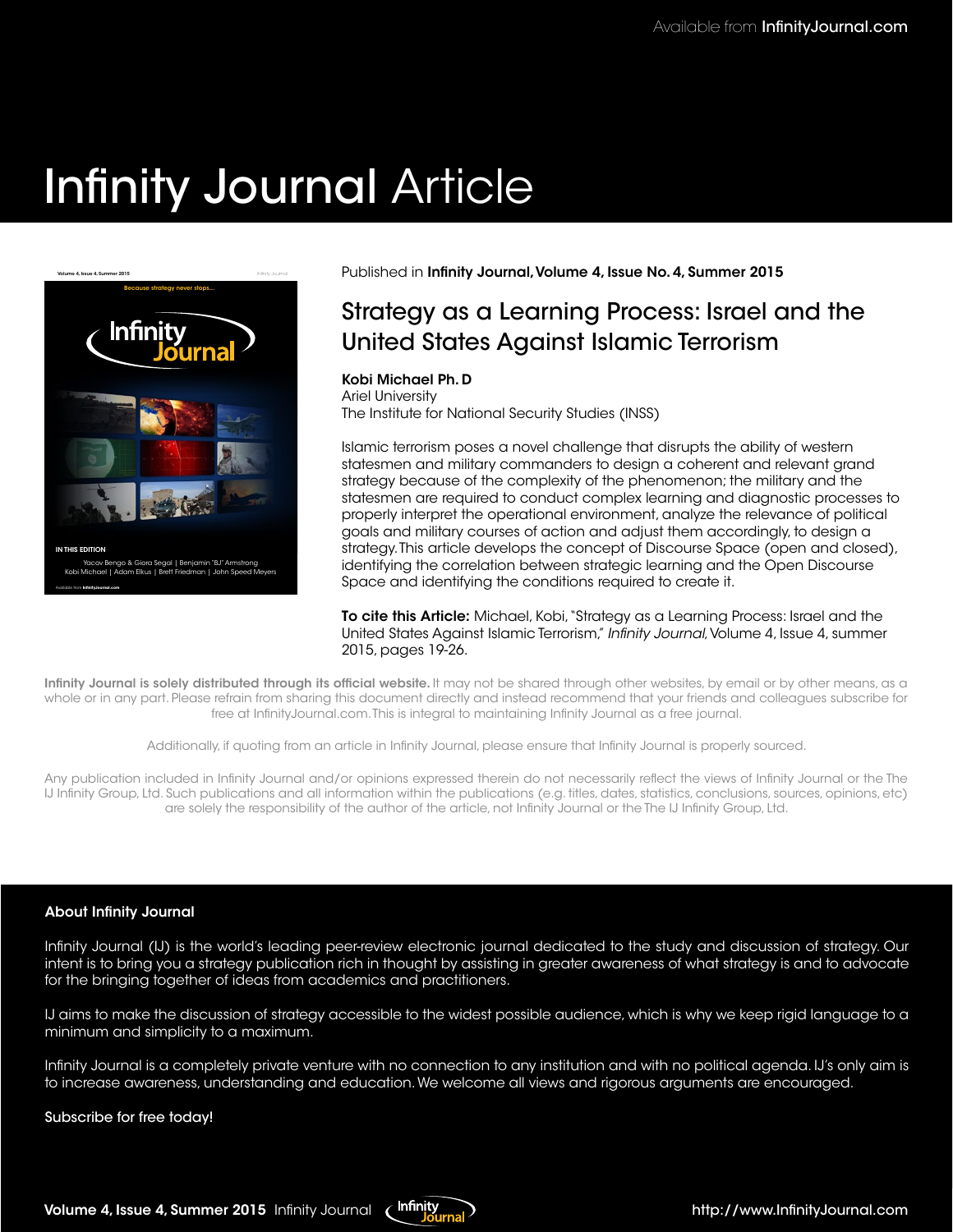Available from **InfinityJournal.com**

# Infinity Journal Article

Published in **Infinity Journal, Volume 4, Issue No. 4, Summer 2015**

## Strategy as a Learning Process: Israel and the United States Against Islamic Terrorism

**Kobi Michael Ph. D**
Ariel University
The Institute for National Security Studies (INSS)

Islamic terrorism poses a novel challenge that disrupts the ability of western statesmen and military commanders to design a coherent and relevant grand strategy because of the complexity of the phenomenon; the military and the statesmen are required to conduct complex learning and diagnostic processes to properly interpret the operational environment, analyze the relevance of political goals and military courses of action and adjust them accordingly, to design a strategy. This article develops the concept of Discourse Space (open and closed), identifying the correlation between strategic learning and the Open Discourse Space and identifying the conditions required to create it.

**To cite this Article:** Michael, Kobi, "Strategy as a Learning Process: Israel and the United States Against Islamic Terrorism," *Infinity Journal*, Volume 4, Issue 4, summer 2015, pages 19-26.

**Infinity Journal is solely distributed through its official website.** It may not be shared through other websites, by email or by other means, as a whole or in any part. Please refrain from sharing this document directly and instead recommend that your friends and colleagues subscribe for free at InfinityJournal.com. This is integral to maintaining Infinity Journal as a free journal.

Additionally, if quoting from an article in Infinity Journal, please ensure that Infinity Journal is properly sourced.

Any publication included in Infinity Journal and/or opinions expressed therein do not necessarily reflect the views of Infinity Journal or the The IJ Infinity Group, Ltd. Such publications and all information within the publications (e.g. titles, dates, statistics, conclusions, sources, opinions, etc) are solely the responsibility of the author of the article, not Infinity Journal or the The IJ Infinity Group, Ltd.

### About Infinity Journal

Infinity Journal (IJ) is the world's leading peer-review electronic journal dedicated to the study and discussion of strategy. Our intent is to bring you a strategy publication rich in thought by assisting in greater awareness of what strategy is and to advocate for the bringing together of ideas from academics and practitioners.

IJ aims to make the discussion of strategy accessible to the widest possible audience, which is why we keep rigid language to a minimum and simplicity to a maximum.

Infinity Journal is a completely private venture with no connection to any institution and with no political agenda. IJ's only aim is to increase awareness, understanding and education. We welcome all views and rigorous arguments are encouraged.

Subscribe for free today!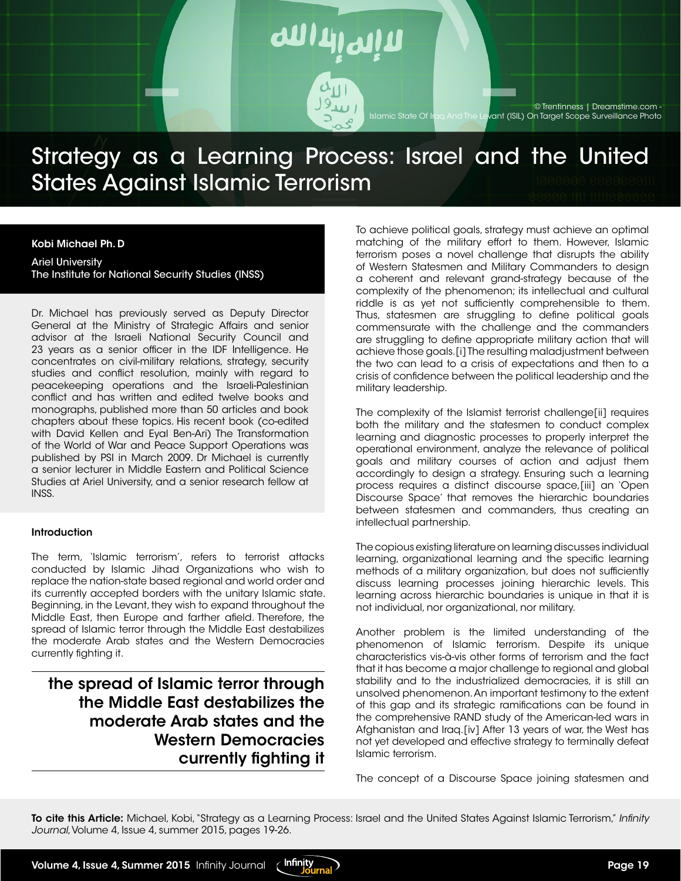© Trentinness | Dreamstime.com - Islamic State Of Iraq And The Levant (ISIL) On Target Scope Surveillance Photo

# Strategy as a Learning Process: Israel and the United States Against Islamic Terrorism

**Kobi Michael Ph. D**

Ariel University
The Institute for National Security Studies (INSS)

Dr. Michael has previously served as Deputy Director General at the Ministry of Strategic Affairs and senior advisor at the Israeli National Security Council and 23 years as a senior officer in the IDF Intelligence. He concentrates on civil-military relations, strategy, security studies and conflict resolution, mainly with regard to peacekeeping operations and the Israeli-Palestinian conflict and has written and edited twelve books and monographs, published more than 50 articles and book chapters about these topics. His recent book (co-edited with David Kellen and Eyal Ben-Ari) The Transformation of the World of War and Peace Support Operations was published by PSI in March 2009. Dr Michael is currently a senior lecturer in Middle Eastern and Political Science Studies at Ariel University, and a senior research fellow at INSS.

### Introduction

The term, 'Islamic terrorism', refers to terrorist attacks conducted by Islamic Jihad Organizations who wish to replace the nation-state based regional and world order and its currently accepted borders with the unitary Islamic state. Beginning, in the Levant, they wish to expand throughout the Middle East, then Europe and farther afield. Therefore, the spread of Islamic terror through the Middle East destabilizes the moderate Arab states and the Western Democracies currently fighting it.

> **the spread of Islamic terror through the Middle East destabilizes the moderate Arab states and the Western Democracies currently fighting it**

To achieve political goals, strategy must achieve an optimal matching of the military effort to them. However, Islamic terrorism poses a novel challenge that disrupts the ability of Western Statesmen and Military Commanders to design a coherent and relevant grand-strategy because of the complexity of the phenomenon; its intellectual and cultural riddle is as yet not sufficiently comprehensible to them. Thus, statesmen are struggling to define political goals commensurate with the challenge and the commanders are struggling to define appropriate military action that will achieve those goals.[i] The resulting maladjustment between the two can lead to a crisis of expectations and then to a crisis of confidence between the political leadership and the military leadership.

The complexity of the Islamist terrorist challenge[ii] requires both the military and the statesmen to conduct complex learning and diagnostic processes to properly interpret the operational environment, analyze the relevance of political goals and military courses of action and adjust them accordingly to design a strategy. Ensuring such a learning process requires a distinct discourse space,[iii] an 'Open Discourse Space' that removes the hierarchic boundaries between statesmen and commanders, thus creating an intellectual partnership.

The copious existing literature on learning discusses individual learning, organizational learning and the specific learning methods of a military organization, but does not sufficiently discuss learning processes joining hierarchic levels. This learning across hierarchic boundaries is unique in that it is not individual, nor organizational, nor military.

Another problem is the limited understanding of the phenomenon of Islamic terrorism. Despite its unique characteristics vis-à-vis other forms of terrorism and the fact that it has become a major challenge to regional and global stability and to the industrialized democracies, it is still an unsolved phenomenon. An important testimony to the extent of this gap and its strategic ramifications can be found in the comprehensive RAND study of the American-led wars in Afghanistan and Iraq.[iv] After 13 years of war, the West has not yet developed and effective strategy to terminally defeat Islamic terrorism.

The concept of a Discourse Space joining statesmen and

**To cite this Article:** Michael, Kobi, "Strategy as a Learning Process: Israel and the United States Against Islamic Terrorism," *Infinity Journal*, Volume 4, Issue 4, summer 2015, pages 19-26.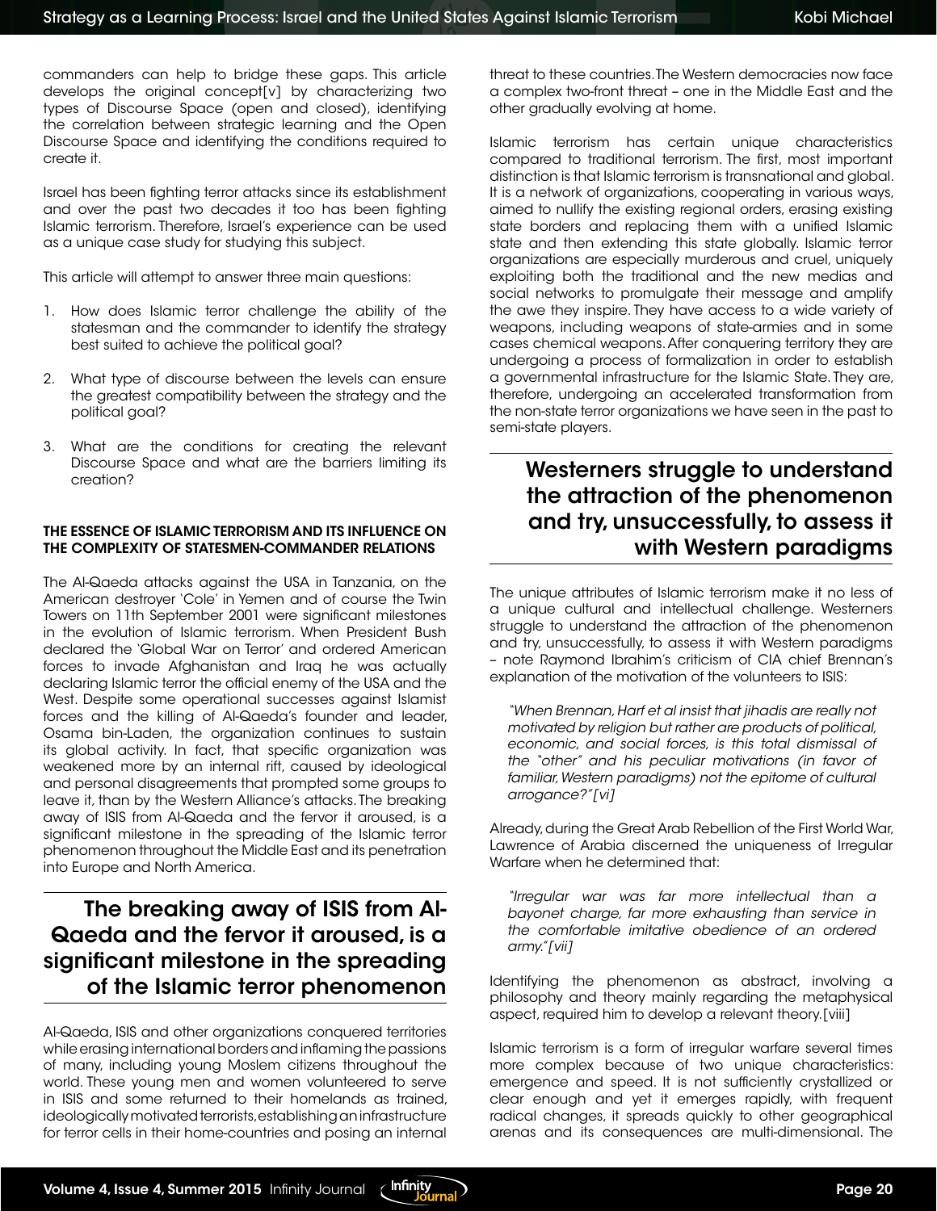commanders can help to bridge these gaps. This article develops the original concept[v] by characterizing two types of Discourse Space (open and closed), identifying the correlation between strategic learning and the Open Discourse Space and identifying the conditions required to create it.

Israel has been fighting terror attacks since its establishment and over the past two decades it too has been fighting Islamic terrorism. Therefore, Israel's experience can be used as a unique case study for studying this subject.

This article will attempt to answer three main questions:

1. How does Islamic terror challenge the ability of the statesman and the commander to identify the strategy best suited to achieve the political goal?
2. What type of discourse between the levels can ensure the greatest compatibility between the strategy and the political goal?
3. What are the conditions for creating the relevant Discourse Space and what are the barriers limiting its creation?

## THE ESSENCE OF ISLAMIC TERRORISM AND ITS INFLUENCE ON THE COMPLEXITY OF STATESMEN-COMMANDER RELATIONS

The Al-Qaeda attacks against the USA in Tanzania, on the American destroyer 'Cole' in Yemen and of course the Twin Towers on 11th September 2001 were significant milestones in the evolution of Islamic terrorism. When President Bush declared the 'Global War on Terror' and ordered American forces to invade Afghanistan and Iraq he was actually declaring Islamic terror the official enemy of the USA and the West. Despite some operational successes against Islamist forces and the killing of Al-Qaeda's founder and leader, Osama bin-Laden, the organization continues to sustain its global activity. In fact, that specific organization was weakened more by an internal rift, caused by ideological and personal disagreements that prompted some groups to leave it, than by the Western Alliance's attacks. The breaking away of ISIS from Al-Qaeda and the fervor it aroused, is a significant milestone in the spreading of the Islamic terror phenomenon throughout the Middle East and its penetration into Europe and North America.

> **The breaking away of ISIS from Al-Qaeda and the fervor it aroused, is a significant milestone in the spreading of the Islamic terror phenomenon**

Al-Qaeda, ISIS and other organizations conquered territories while erasing international borders and inflaming the passions of many, including young Moslem citizens throughout the world. These young men and women volunteered to serve in ISIS and some returned to their homelands as trained, ideologically motivated terrorists, establishing an infrastructure for terror cells in their home-countries and posing an internal threat to these countries. The Western democracies now face a complex two-front threat – one in the Middle East and the other gradually evolving at home.

Islamic terrorism has certain unique characteristics compared to traditional terrorism. The first, most important distinction is that Islamic terrorism is transnational and global. It is a network of organizations, cooperating in various ways, aimed to nullify the existing regional orders, erasing existing state borders and replacing them with a unified Islamic state and then extending this state globally. Islamic terror organizations are especially murderous and cruel, uniquely exploiting both the traditional and the new medias and social networks to promulgate their message and amplify the awe they inspire. They have access to a wide variety of weapons, including weapons of state-armies and in some cases chemical weapons. After conquering territory they are undergoing a process of formalization in order to establish a governmental infrastructure for the Islamic State. They are, therefore, undergoing an accelerated transformation from the non-state terror organizations we have seen in the past to semi-state players.

> **Westerners struggle to understand the attraction of the phenomenon and try, unsuccessfully, to assess it with Western paradigms**

The unique attributes of Islamic terrorism make it no less of a unique cultural and intellectual challenge. Westerners struggle to understand the attraction of the phenomenon and try, unsuccessfully, to assess it with Western paradigms – note Raymond Ibrahim's criticism of CIA chief Brennan's explanation of the motivation of the volunteers to ISIS:

> *"When Brennan, Harf et al insist that jihadis are really not motivated by religion but rather are products of political, economic, and social forces, is this total dismissal of the "other" and his peculiar motivations (in favor of familiar, Western paradigms) not the epitome of cultural arrogance?"[vi]*

Already, during the Great Arab Rebellion of the First World War, Lawrence of Arabia discerned the uniqueness of Irregular Warfare when he determined that:

> *"Irregular war was far more intellectual than a bayonet charge, far more exhausting than service in the comfortable imitative obedience of an ordered army."[vii]*

Identifying the phenomenon as abstract, involving a philosophy and theory mainly regarding the metaphysical aspect, required him to develop a relevant theory.[viii]

Islamic terrorism is a form of irregular warfare several times more complex because of two unique characteristics: emergence and speed. It is not sufficiently crystallized or clear enough and yet it emerges rapidly, with frequent radical changes, it spreads quickly to other geographical arenas and its consequences are multi-dimensional. The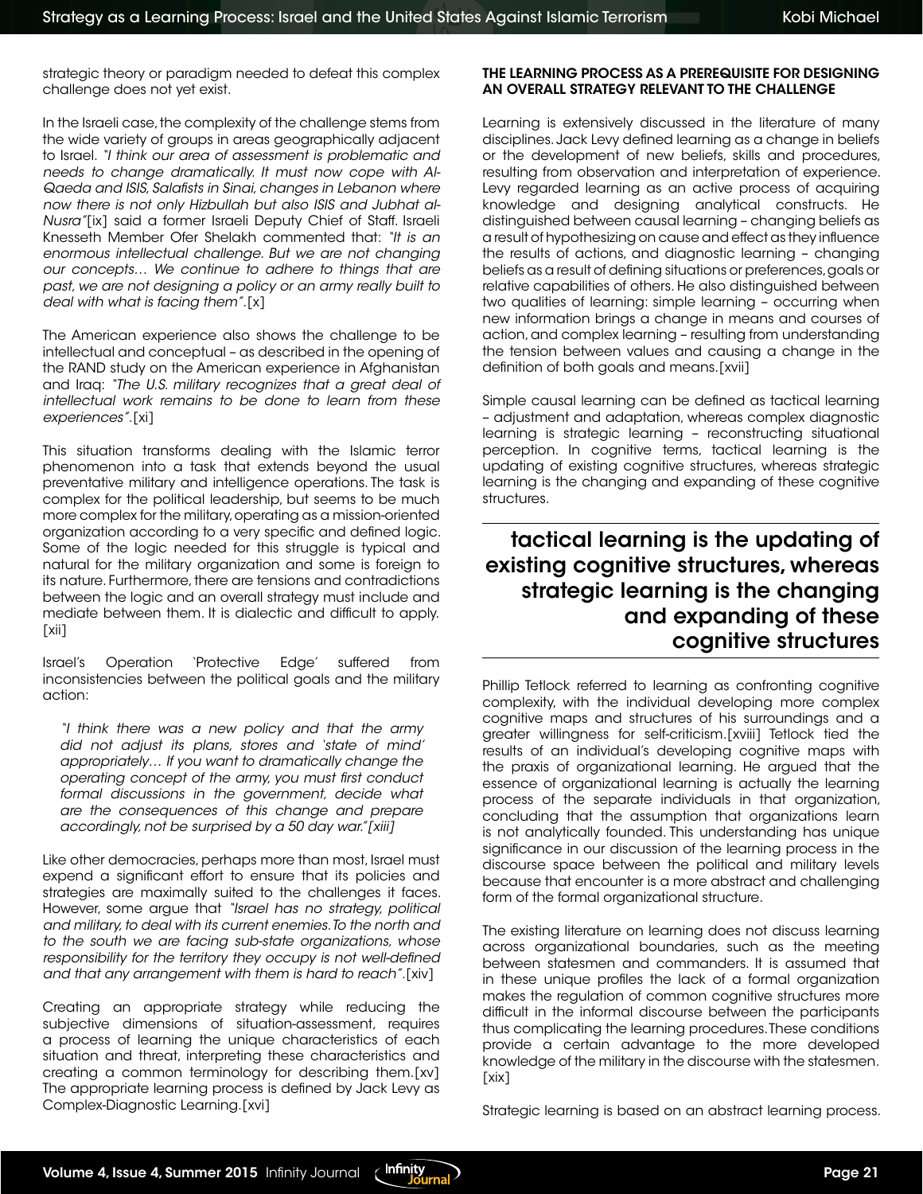strategic theory or paradigm needed to defeat this complex challenge does not yet exist.

In the Israeli case, the complexity of the challenge stems from the wide variety of groups in areas geographically adjacent to Israel. *"I think our area of assessment is problematic and needs to change dramatically. It must now cope with Al-Qaeda and ISIS, Salafists in Sinai, changes in Lebanon where now there is not only Hizbullah but also ISIS and Jubhat al-Nusra"*[ix] said a former Israeli Deputy Chief of Staff. Israeli Knesseth Member Ofer Shelakh commented that: *"It is an enormous intellectual challenge. But we are not changing our concepts… We continue to adhere to things that are past, we are not designing a policy or an army really built to deal with what is facing them"*.[x]

The American experience also shows the challenge to be intellectual and conceptual – as described in the opening of the RAND study on the American experience in Afghanistan and Iraq: *"The U.S. military recognizes that a great deal of intellectual work remains to be done to learn from these experiences"*.[xi]

This situation transforms dealing with the Islamic terror phenomenon into a task that extends beyond the usual preventative military and intelligence operations. The task is complex for the political leadership, but seems to be much more complex for the military, operating as a mission-oriented organization according to a very specific and defined logic. Some of the logic needed for this struggle is typical and natural for the military organization and some is foreign to its nature. Furthermore, there are tensions and contradictions between the logic and an overall strategy must include and mediate between them. It is dialectic and difficult to apply.[xii]

Israel's Operation 'Protective Edge' suffered from inconsistencies between the political goals and the military action:

> *"I think there was a new policy and that the army did not adjust its plans, stores and 'state of mind' appropriately… If you want to dramatically change the operating concept of the army, you must first conduct formal discussions in the government, decide what are the consequences of this change and prepare accordingly, not be surprised by a 50 day war."[xiii]*

Like other democracies, perhaps more than most, Israel must expend a significant effort to ensure that its policies and strategies are maximally suited to the challenges it faces. However, some argue that *"Israel has no strategy, political and military, to deal with its current enemies. To the north and to the south we are facing sub-state organizations, whose responsibility for the territory they occupy is not well-defined and that any arrangement with them is hard to reach"*.[xiv]

Creating an appropriate strategy while reducing the subjective dimensions of situation-assessment, requires a process of learning the unique characteristics of each situation and threat, interpreting these characteristics and creating a common terminology for describing them.[xv] The appropriate learning process is defined by Jack Levy as Complex-Diagnostic Learning.[xvi]

## THE LEARNING PROCESS AS A PREREQUISITE FOR DESIGNING AN OVERALL STRATEGY RELEVANT TO THE CHALLENGE

Learning is extensively discussed in the literature of many disciplines. Jack Levy defined learning as a change in beliefs or the development of new beliefs, skills and procedures, resulting from observation and interpretation of experience. Levy regarded learning as an active process of acquiring knowledge and designing analytical constructs. He distinguished between causal learning – changing beliefs as a result of hypothesizing on cause and effect as they influence the results of actions, and diagnostic learning – changing beliefs as a result of defining situations or preferences, goals or relative capabilities of others. He also distinguished between two qualities of learning: simple learning – occurring when new information brings a change in means and courses of action, and complex learning – resulting from understanding the tension between values and causing a change in the definition of both goals and means.[xvii]

Simple causal learning can be defined as tactical learning – adjustment and adaptation, whereas complex diagnostic learning is strategic learning – reconstructing situational perception. In cognitive terms, tactical learning is the updating of existing cognitive structures, whereas strategic learning is the changing and expanding of these cognitive structures.

> **tactical learning is the updating of existing cognitive structures, whereas strategic learning is the changing and expanding of these cognitive structures**

Phillip Tetlock referred to learning as confronting cognitive complexity, with the individual developing more complex cognitive maps and structures of his surroundings and a greater willingness for self-criticism.[xviii] Tetlock tied the results of an individual's developing cognitive maps with the praxis of organizational learning. He argued that the essence of organizational learning is actually the learning process of the separate individuals in that organization, concluding that the assumption that organizations learn is not analytically founded. This understanding has unique significance in our discussion of the learning process in the discourse space between the political and military levels because that encounter is a more abstract and challenging form of the formal organizational structure.

The existing literature on learning does not discuss learning across organizational boundaries, such as the meeting between statesmen and commanders. It is assumed that in these unique profiles the lack of a formal organization makes the regulation of common cognitive structures more difficult in the informal discourse between the participants thus complicating the learning procedures. These conditions provide a certain advantage to the more developed knowledge of the military in the discourse with the statesmen.[xix]

Strategic learning is based on an abstract learning process.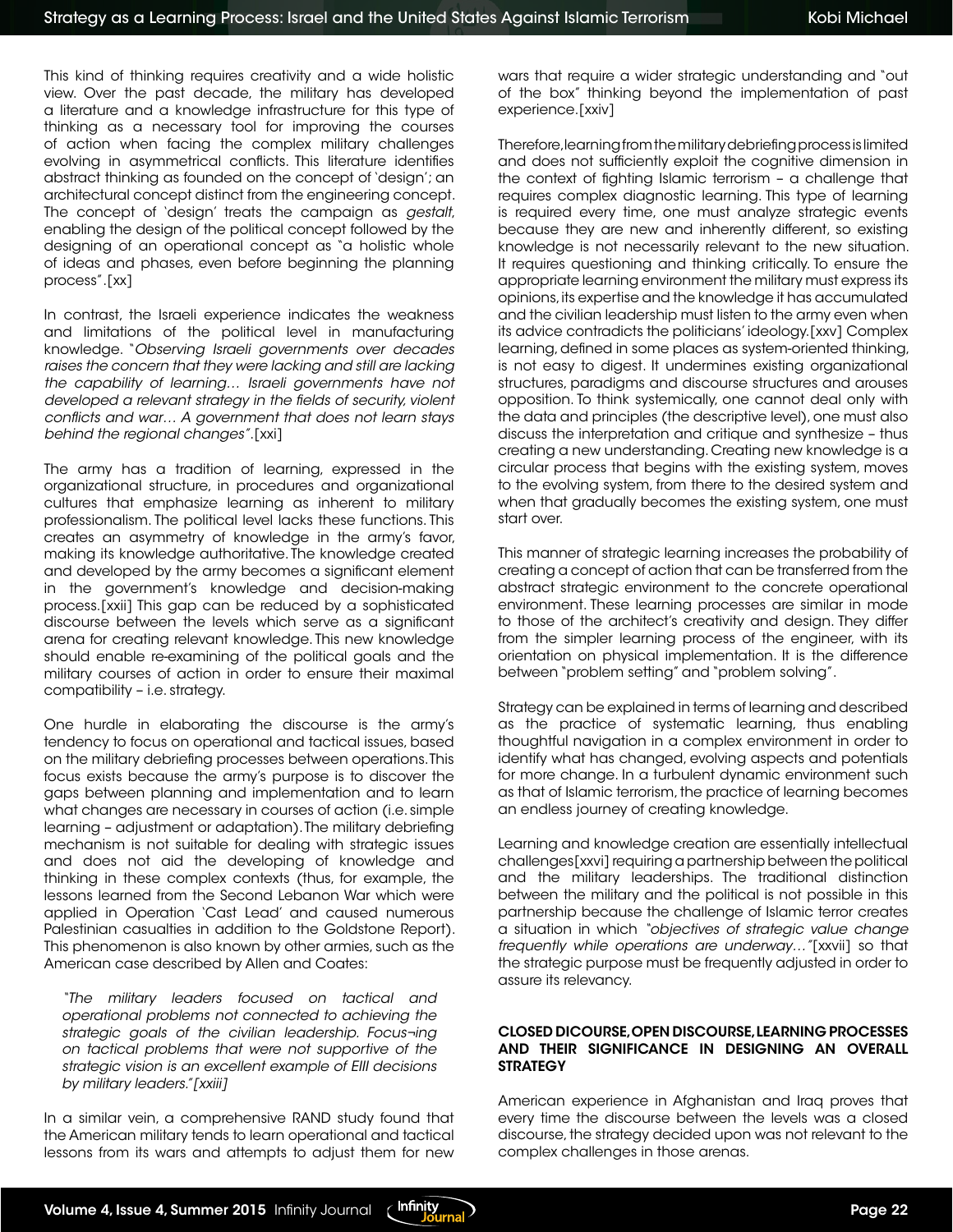This kind of thinking requires creativity and a wide holistic view. Over the past decade, the military has developed a literature and a knowledge infrastructure for this type of thinking as a necessary tool for improving the courses of action when facing the complex military challenges evolving in asymmetrical conflicts. This literature identifies abstract thinking as founded on the concept of 'design'; an architectural concept distinct from the engineering concept. The concept of 'design' treats the campaign as *gestalt*, enabling the design of the political concept followed by the designing of an operational concept as "a holistic whole of ideas and phases, even before beginning the planning process".[xx]

In contrast, the Israeli experience indicates the weakness and limitations of the political level in manufacturing knowledge. "*Observing Israeli governments over decades raises the concern that they were lacking and still are lacking the capability of learning… Israeli governments have not developed a relevant strategy in the fields of security, violent conflicts and war… A government that does not learn stays behind the regional changes*".[xxi]

The army has a tradition of learning, expressed in the organizational structure, in procedures and organizational cultures that emphasize learning as inherent to military professionalism. The political level lacks these functions. This creates an asymmetry of knowledge in the army's favor, making its knowledge authoritative. The knowledge created and developed by the army becomes a significant element in the government's knowledge and decision-making process.[xxii] This gap can be reduced by a sophisticated discourse between the levels which serve as a significant arena for creating relevant knowledge. This new knowledge should enable re-examining of the political goals and the military courses of action in order to ensure their maximal compatibility – i.e. strategy.

One hurdle in elaborating the discourse is the army's tendency to focus on operational and tactical issues, based on the military debriefing processes between operations. This focus exists because the army's purpose is to discover the gaps between planning and implementation and to learn what changes are necessary in courses of action (i.e. simple learning – adjustment or adaptation). The military debriefing mechanism is not suitable for dealing with strategic issues and does not aid the developing of knowledge and thinking in these complex contexts (thus, for example, the lessons learned from the Second Lebanon War which were applied in Operation 'Cast Lead' and caused numerous Palestinian casualties in addition to the Goldstone Report). This phenomenon is also known by other armies, such as the American case described by Allen and Coates:

> *"The military leaders focused on tactical and operational problems not connected to achieving the strategic goals of the civilian leadership. Focus¬ing on tactical problems that were not supportive of the strategic vision is an excellent example of EIII decisions by military leaders."[xxiii]*

In a similar vein, a comprehensive RAND study found that the American military tends to learn operational and tactical lessons from its wars and attempts to adjust them for new wars that require a wider strategic understanding and "out of the box" thinking beyond the implementation of past experience.[xxiv]

Therefore, learning from the military debriefing process is limited and does not sufficiently exploit the cognitive dimension in the context of fighting Islamic terrorism – a challenge that requires complex diagnostic learning. This type of learning is required every time, one must analyze strategic events because they are new and inherently different, so existing knowledge is not necessarily relevant to the new situation. It requires questioning and thinking critically. To ensure the appropriate learning environment the military must express its opinions, its expertise and the knowledge it has accumulated and the civilian leadership must listen to the army even when its advice contradicts the politicians' ideology.[xxv] Complex learning, defined in some places as system-oriented thinking, is not easy to digest. It undermines existing organizational structures, paradigms and discourse structures and arouses opposition. To think systemically, one cannot deal only with the data and principles (the descriptive level), one must also discuss the interpretation and critique and synthesize – thus creating a new understanding. Creating new knowledge is a circular process that begins with the existing system, moves to the evolving system, from there to the desired system and when that gradually becomes the existing system, one must start over.

This manner of strategic learning increases the probability of creating a concept of action that can be transferred from the abstract strategic environment to the concrete operational environment. These learning processes are similar in mode to those of the architect's creativity and design. They differ from the simpler learning process of the engineer, with its orientation on physical implementation. It is the difference between "problem setting" and "problem solving".

Strategy can be explained in terms of learning and described as the practice of systematic learning, thus enabling thoughtful navigation in a complex environment in order to identify what has changed, evolving aspects and potentials for more change. In a turbulent dynamic environment such as that of Islamic terrorism, the practice of learning becomes an endless journey of creating knowledge.

Learning and knowledge creation are essentially intellectual challenges[xxvi] requiring a partnership between the political and the military leaderships. The traditional distinction between the military and the political is not possible in this partnership because the challenge of Islamic terror creates a situation in which "*objectives of strategic value change frequently while operations are underway…"*[xxvii] so that the strategic purpose must be frequently adjusted in order to assure its relevancy.

### CLOSED DICOURSE, OPEN DISCOURSE, LEARNING PROCESSES AND THEIR SIGNIFICANCE IN DESIGNING AN OVERALL STRATEGY

American experience in Afghanistan and Iraq proves that every time the discourse between the levels was a closed discourse, the strategy decided upon was not relevant to the complex challenges in those arenas.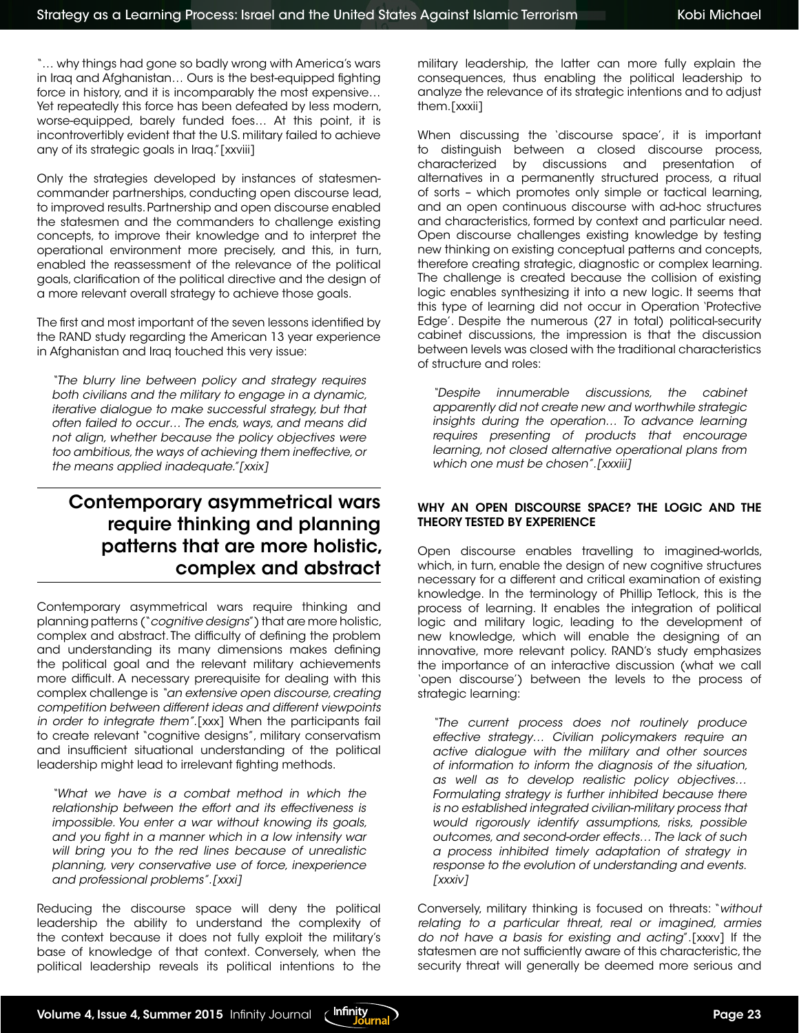"… why things had gone so badly wrong with America's wars in Iraq and Afghanistan… Ours is the best-equipped fighting force in history, and it is incomparably the most expensive… Yet repeatedly this force has been defeated by less modern, worse-equipped, barely funded foes… At this point, it is incontrovertibly evident that the U.S. military failed to achieve any of its strategic goals in Iraq."[xxviii]

Only the strategies developed by instances of statesmen-commander partnerships, conducting open discourse lead, to improved results. Partnership and open discourse enabled the statesmen and the commanders to challenge existing concepts, to improve their knowledge and to interpret the operational environment more precisely, and this, in turn, enabled the reassessment of the relevance of the political goals, clarification of the political directive and the design of a more relevant overall strategy to achieve those goals.

The first and most important of the seven lessons identified by the RAND study regarding the American 13 year experience in Afghanistan and Iraq touched this very issue:

> *"The blurry line between policy and strategy requires both civilians and the military to engage in a dynamic, iterative dialogue to make successful strategy, but that often failed to occur… The ends, ways, and means did not align, whether because the policy objectives were too ambitious, the ways of achieving them ineffective, or the means applied inadequate."[xxix]*

## Contemporary asymmetrical wars require thinking and planning patterns that are more holistic, complex and abstract

Contemporary asymmetrical wars require thinking and planning patterns ("*cognitive designs*") that are more holistic, complex and abstract. The difficulty of defining the problem and understanding its many dimensions makes defining the political goal and the relevant military achievements more difficult. A necessary prerequisite for dealing with this complex challenge is *"an extensive open discourse, creating competition between different ideas and different viewpoints in order to integrate them"*.[xxx] When the participants fail to create relevant "cognitive designs", military conservatism and insufficient situational understanding of the political leadership might lead to irrelevant fighting methods.

> *"What we have is a combat method in which the relationship between the effort and its effectiveness is impossible. You enter a war without knowing its goals, and you fight in a manner which in a low intensity war will bring you to the red lines because of unrealistic planning, very conservative use of force, inexperience and professional problems".[xxxi]*

Reducing the discourse space will deny the political leadership the ability to understand the complexity of the context because it does not fully exploit the military's base of knowledge of that context. Conversely, when the political leadership reveals its political intentions to the military leadership, the latter can more fully explain the consequences, thus enabling the political leadership to analyze the relevance of its strategic intentions and to adjust them.[xxxii]

When discussing the 'discourse space', it is important to distinguish between a closed discourse process, characterized by discussions and presentation of alternatives in a permanently structured process, a ritual of sorts – which promotes only simple or tactical learning, and an open continuous discourse with ad-hoc structures and characteristics, formed by context and particular need. Open discourse challenges existing knowledge by testing new thinking on existing conceptual patterns and concepts, therefore creating strategic, diagnostic or complex learning. The challenge is created because the collision of existing logic enables synthesizing it into a new logic. It seems that this type of learning did not occur in Operation 'Protective Edge'. Despite the numerous (27 in total) political-security cabinet discussions, the impression is that the discussion between levels was closed with the traditional characteristics of structure and roles:

> *"Despite innumerable discussions, the cabinet apparently did not create new and worthwhile strategic insights during the operation… To advance learning requires presenting of products that encourage learning, not closed alternative operational plans from which one must be chosen".[xxxiii]*

### WHY AN OPEN DISCOURSE SPACE? THE LOGIC AND THE THEORY TESTED BY EXPERIENCE

Open discourse enables travelling to imagined-worlds, which, in turn, enable the design of new cognitive structures necessary for a different and critical examination of existing knowledge. In the terminology of Phillip Tetlock, this is the process of learning. It enables the integration of political logic and military logic, leading to the development of new knowledge, which will enable the designing of an innovative, more relevant policy. RAND's study emphasizes the importance of an interactive discussion (what we call 'open discourse') between the levels to the process of strategic learning:

> *"The current process does not routinely produce effective strategy… Civilian policymakers require an active dialogue with the military and other sources of information to inform the diagnosis of the situation, as well as to develop realistic policy objectives… Formulating strategy is further inhibited because there is no established integrated civilian-military process that would rigorously identify assumptions, risks, possible outcomes, and second-order effects… The lack of such a process inhibited timely adaptation of strategy in response to the evolution of understanding and events. [xxxiv]*

Conversely, military thinking is focused on threats: "*without relating to a particular threat, real or imagined, armies do not have a basis for existing and acting*".[xxxv] If the statesmen are not sufficiently aware of this characteristic, the security threat will generally be deemed more serious and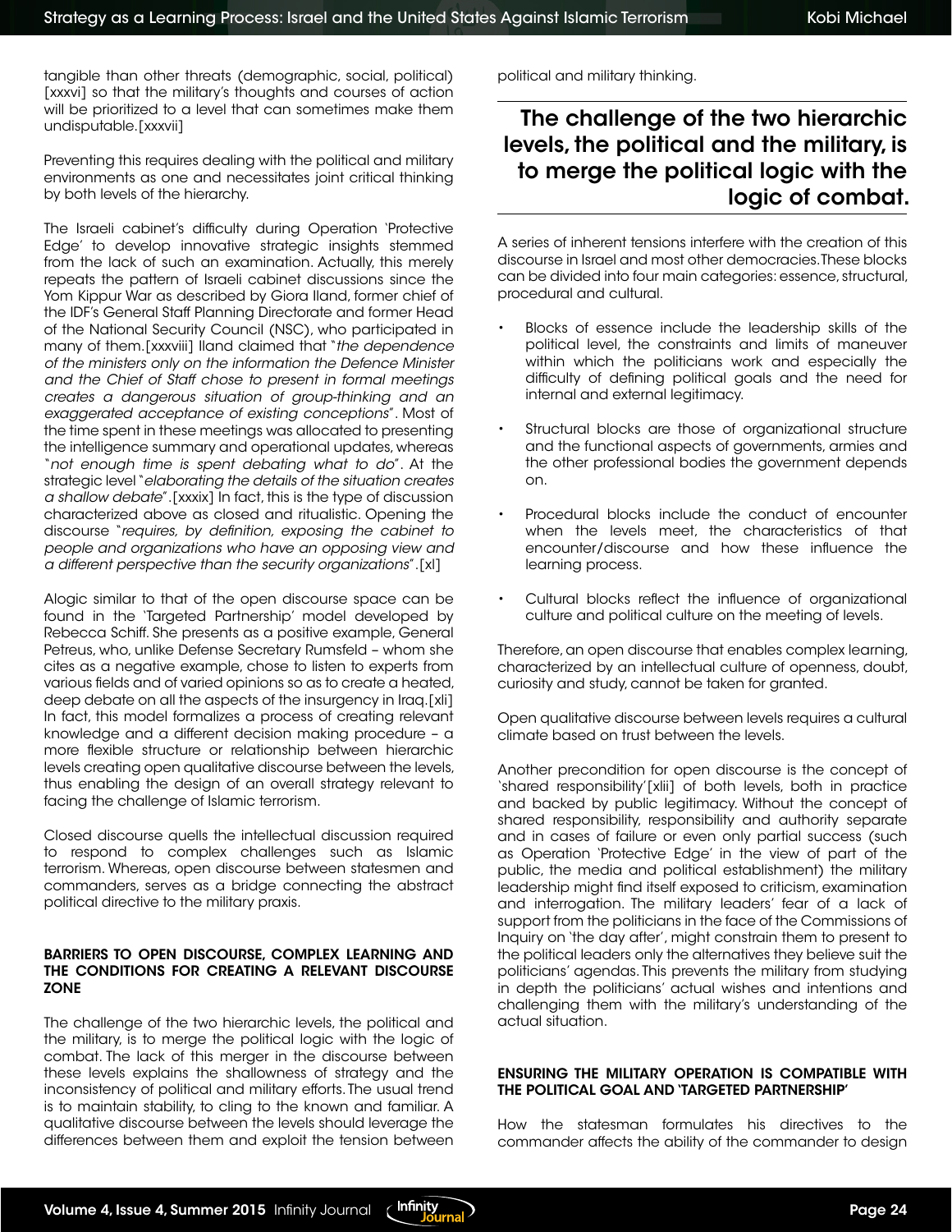tangible than other threats (demographic, social, political) [xxxvi] so that the military's thoughts and courses of action will be prioritized to a level that can sometimes make them undisputable.[xxxvii]

Preventing this requires dealing with the political and military environments as one and necessitates joint critical thinking by both levels of the hierarchy.

The Israeli cabinet's difficulty during Operation 'Protective Edge' to develop innovative strategic insights stemmed from the lack of such an examination. Actually, this merely repeats the pattern of Israeli cabinet discussions since the Yom Kippur War as described by Giora Iland, former chief of the IDF's General Staff Planning Directorate and former Head of the National Security Council (NSC), who participated in many of them.[xxxviii] Iland claimed that "*the dependence of the ministers only on the information the Defence Minister and the Chief of Staff chose to present in formal meetings creates a dangerous situation of group-thinking and an exaggerated acceptance of existing conceptions*". Most of the time spent in these meetings was allocated to presenting the intelligence summary and operational updates, whereas "*not enough time is spent debating what to do*". At the strategic level "*elaborating the details of the situation creates a shallow debate*".[xxxix] In fact, this is the type of discussion characterized above as closed and ritualistic. Opening the discourse "*requires, by definition, exposing the cabinet to people and organizations who have an opposing view and a different perspective than the security organizations*".[xl]

Alogic similar to that of the open discourse space can be found in the 'Targeted Partnership' model developed by Rebecca Schiff. She presents as a positive example, General Petreus, who, unlike Defense Secretary Rumsfeld – whom she cites as a negative example, chose to listen to experts from various fields and of varied opinions so as to create a heated, deep debate on all the aspects of the insurgency in Iraq.[xli] In fact, this model formalizes a process of creating relevant knowledge and a different decision making procedure – a more flexible structure or relationship between hierarchic levels creating open qualitative discourse between the levels, thus enabling the design of an overall strategy relevant to facing the challenge of Islamic terrorism.

Closed discourse quells the intellectual discussion required to respond to complex challenges such as Islamic terrorism. Whereas, open discourse between statesmen and commanders, serves as a bridge connecting the abstract political directive to the military praxis.

## BARRIERS TO OPEN DISCOURSE, COMPLEX LEARNING AND THE CONDITIONS FOR CREATING A RELEVANT DISCOURSE ZONE

The challenge of the two hierarchic levels, the political and the military, is to merge the political logic with the logic of combat. The lack of this merger in the discourse between these levels explains the shallowness of strategy and the inconsistency of political and military efforts. The usual trend is to maintain stability, to cling to the known and familiar. A qualitative discourse between the levels should leverage the differences between them and exploit the tension between political and military thinking.

> **The challenge of the two hierarchic levels, the political and the military, is to merge the political logic with the logic of combat.**

A series of inherent tensions interfere with the creation of this discourse in Israel and most other democracies. These blocks can be divided into four main categories: essence, structural, procedural and cultural.

- Blocks of essence include the leadership skills of the political level, the constraints and limits of maneuver within which the politicians work and especially the difficulty of defining political goals and the need for internal and external legitimacy.
- Structural blocks are those of organizational structure and the functional aspects of governments, armies and the other professional bodies the government depends on.
- Procedural blocks include the conduct of encounter when the levels meet, the characteristics of that encounter/discourse and how these influence the learning process.
- Cultural blocks reflect the influence of organizational culture and political culture on the meeting of levels.

Therefore, an open discourse that enables complex learning, characterized by an intellectual culture of openness, doubt, curiosity and study, cannot be taken for granted.

Open qualitative discourse between levels requires a cultural climate based on trust between the levels.

Another precondition for open discourse is the concept of 'shared responsibility'[xlii] of both levels, both in practice and backed by public legitimacy. Without the concept of shared responsibility, responsibility and authority separate and in cases of failure or even only partial success (such as Operation 'Protective Edge' in the view of part of the public, the media and political establishment) the military leadership might find itself exposed to criticism, examination and interrogation. The military leaders' fear of a lack of support from the politicians in the face of the Commissions of Inquiry on 'the day after', might constrain them to present to the political leaders only the alternatives they believe suit the politicians' agendas. This prevents the military from studying in depth the politicians' actual wishes and intentions and challenging them with the military's understanding of the actual situation.

## ENSURING THE MILITARY OPERATION IS COMPATIBLE WITH THE POLITICAL GOAL AND 'TARGETED PARTNERSHIP'

How the statesman formulates his directives to the commander affects the ability of the commander to design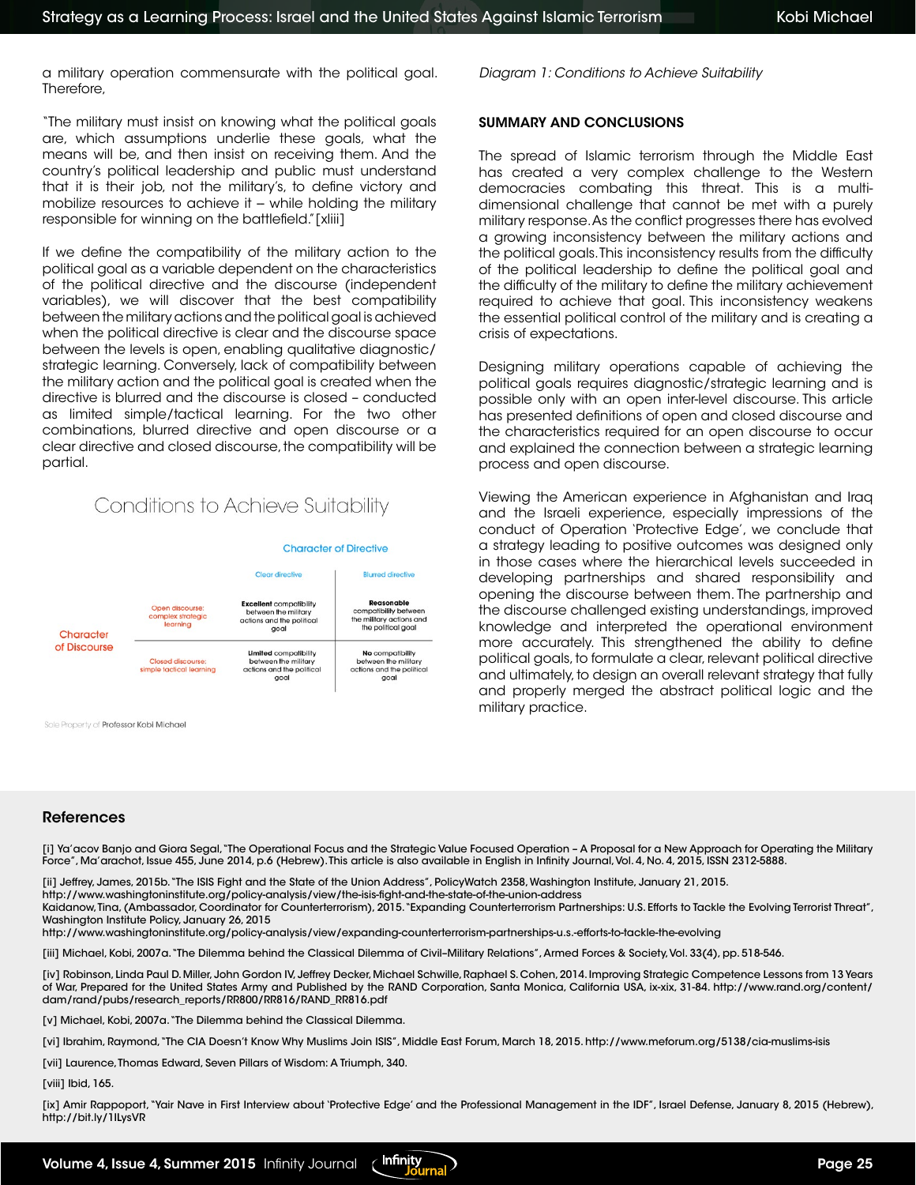a military operation commensurate with the political goal. Therefore,

"The military must insist on knowing what the political goals are, which assumptions underlie these goals, what the means will be, and then insist on receiving them. And the country's political leadership and public must understand that it is their job, not the military's, to define victory and mobilize resources to achieve it – while holding the military responsible for winning on the battlefield." [xliii]

If we define the compatibility of the military action to the political goal as a variable dependent on the characteristics of the political directive and the discourse (independent variables), we will discover that the best compatibility between the military actions and the political goal is achieved when the political directive is clear and the discourse space between the levels is open, enabling qualitative diagnostic/strategic learning. Conversely, lack of compatibility between the military action and the political goal is created when the directive is blurred and the discourse is closed – conducted as limited simple/tactical learning. For the two other combinations, blurred directive and open discourse or a clear directive and closed discourse, the compatibility will be partial.

**Conditions to Achieve Suitability**

| Character of Discourse | Character of Directive: Clear directive | Character of Directive: Blurred directive |
|---|---|---|
| Open discourse: complex strategic learning | **Excellent** compatibility between the military actions and the political goal | **Reasonable** compatibility between the military actions and the political goal |
| Closed discourse: simple tactical learning | **Limited** compatibility between the military actions and the political goal | **No** compatibility between the military actions and the political goal |

Sole Property of Professor Kobi Michael

*Diagram 1: Conditions to Achieve Suitability*

## SUMMARY AND CONCLUSIONS

The spread of Islamic terrorism through the Middle East has created a very complex challenge to the Western democracies combating this threat. This is a multi-dimensional challenge that cannot be met with a purely military response. As the conflict progresses there has evolved a growing inconsistency between the military actions and the political goals. This inconsistency results from the difficulty of the political leadership to define the political goal and the difficulty of the military to define the military achievement required to achieve that goal. This inconsistency weakens the essential political control of the military and is creating a crisis of expectations.

Designing military operations capable of achieving the political goals requires diagnostic/strategic learning and is possible only with an open inter-level discourse. This article has presented definitions of open and closed discourse and the characteristics required for an open discourse to occur and explained the connection between a strategic learning process and open discourse.

Viewing the American experience in Afghanistan and Iraq and the Israeli experience, especially impressions of the conduct of Operation 'Protective Edge', we conclude that a strategy leading to positive outcomes was designed only in those cases where the hierarchical levels succeeded in developing partnerships and shared responsibility and opening the discourse between them. The partnership and the discourse challenged existing understandings, improved knowledge and interpreted the operational environment more accurately. This strengthened the ability to define political goals, to formulate a clear, relevant political directive and ultimately, to design an overall relevant strategy that fully and properly merged the abstract political logic and the military practice.

## References

[i] Ya'acov Banjo and Giora Segal, "The Operational Focus and the Strategic Value Focused Operation – A Proposal for a New Approach for Operating the Military Force", Ma'arachot, Issue 455, June 2014, p.6 (Hebrew). This article is also available in English in Infinity Journal, Vol. 4, No. 4, 2015, ISSN 2312-5888.

[ii] Jeffrey, James, 2015b. "The ISIS Fight and the State of the Union Address", PolicyWatch 2358, Washington Institute, January 21, 2015. http://www.washingtoninstitute.org/policy-analysis/view/the-isis-fight-and-the-state-of-the-union-address
Kaidanow, Tina, (Ambassador, Coordinator for Counterterrorism), 2015. "Expanding Counterterrorism Partnerships: U.S. Efforts to Tackle the Evolving Terrorist Threat", Washington Institute Policy, January 26, 2015
http://www.washingtoninstitute.org/policy-analysis/view/expanding-counterterrorism-partnerships-u.s.-efforts-to-tackle-the-evolving

[iii] Michael, Kobi, 2007a. "The Dilemma behind the Classical Dilemma of Civil–Military Relations", Armed Forces & Society, Vol. 33(4), pp. 518-546.

[iv] Robinson, Linda Paul D. Miller, John Gordon IV, Jeffrey Decker, Michael Schwille, Raphael S. Cohen, 2014. Improving Strategic Competence Lessons from 13 Years of War, Prepared for the United States Army and Published by the RAND Corporation, Santa Monica, California USA, ix-xix, 31-84. http://www.rand.org/content/dam/rand/pubs/research_reports/RR800/RR816/RAND_RR816.pdf

[v] Michael, Kobi, 2007a. "The Dilemma behind the Classical Dilemma.

[vi] Ibrahim, Raymond, "The CIA Doesn't Know Why Muslims Join ISIS", Middle East Forum, March 18, 2015. http://www.meforum.org/5138/cia-muslims-isis

[vii] Laurence, Thomas Edward, Seven Pillars of Wisdom: A Triumph, 340.

[viii] Ibid, 165.

[ix] Amir Rappoport, "Yair Nave in First Interview about 'Protective Edge' and the Professional Management in the IDF", Israel Defense, January 8, 2015 (Hebrew), http://bit.ly/1ILysVR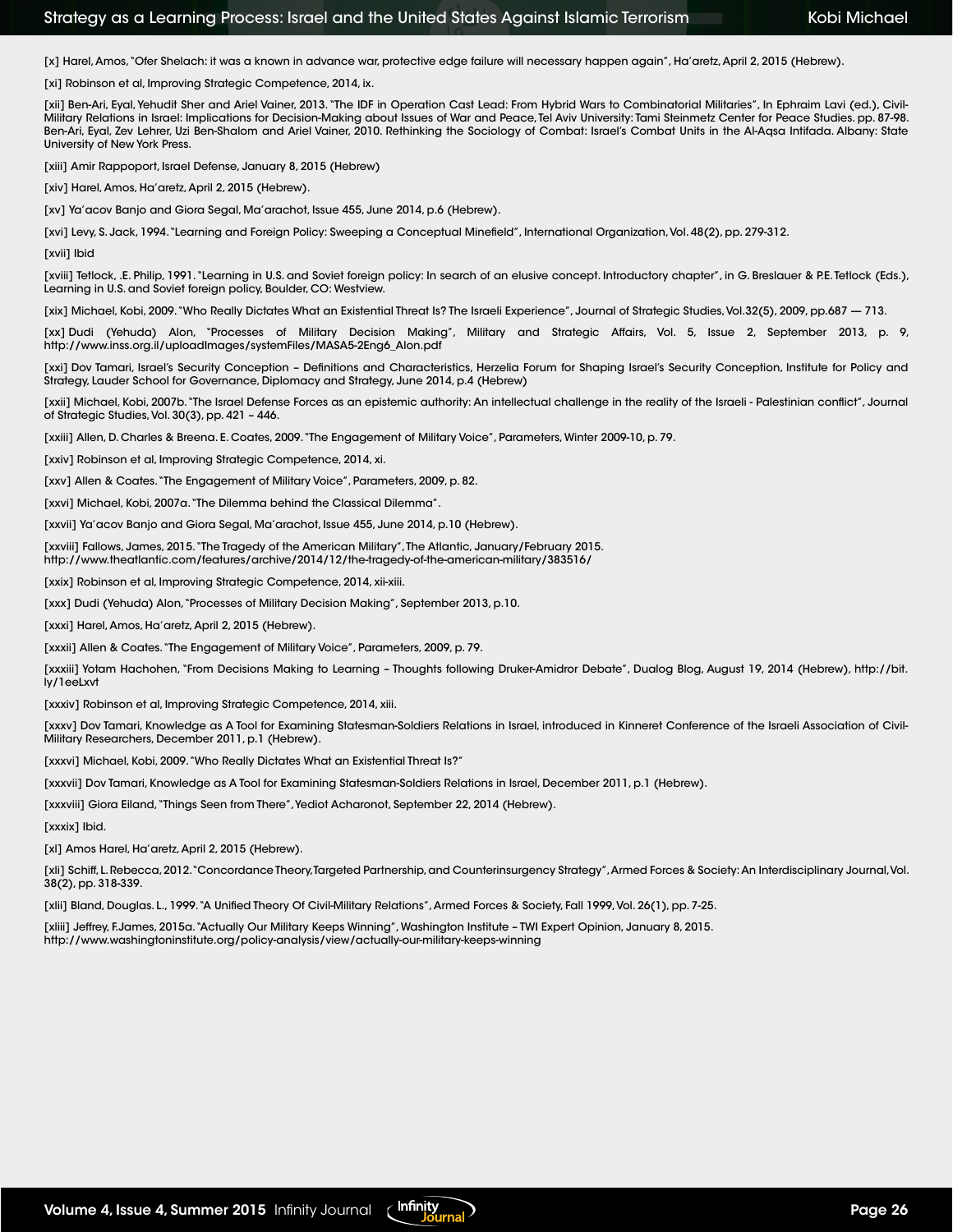[x] Harel, Amos, "Ofer Shelach: it was a known in advance war, protective edge failure will necessary happen again", Ha'aretz, April 2, 2015 (Hebrew).

[xi] Robinson et al, Improving Strategic Competence, 2014, ix.

[xii] Ben-Ari, Eyal, Yehudit Sher and Ariel Vainer, 2013. "The IDF in Operation Cast Lead: From Hybrid Wars to Combinatorial Militaries", In Ephraim Lavi (ed.), Civil-Military Relations in Israel: Implications for Decision-Making about Issues of War and Peace, Tel Aviv University: Tami Steinmetz Center for Peace Studies. pp. 87-98. Ben-Ari, Eyal, Zev Lehrer, Uzi Ben-Shalom and Ariel Vainer, 2010. Rethinking the Sociology of Combat: Israel's Combat Units in the Al-Aqsa Intifada. Albany: State University of New York Press.

[xiii] Amir Rappoport, Israel Defense, January 8, 2015 (Hebrew)

[xiv] Harel, Amos, Ha'aretz, April 2, 2015 (Hebrew).

[xv] Ya'acov Banjo and Giora Segal, Ma'arachot, Issue 455, June 2014, p.6 (Hebrew).

[xvi] Levy, S. Jack, 1994. "Learning and Foreign Policy: Sweeping a Conceptual Minefield", International Organization, Vol. 48(2), pp. 279-312.

[xvii] Ibid

[xviii] Tetlock, .E. Philip, 1991. "Learning in U.S. and Soviet foreign policy: In search of an elusive concept. Introductory chapter", in G. Breslauer & P.E. Tetlock (Eds.), Learning in U.S. and Soviet foreign policy, Boulder, CO: Westview.

[xix] Michael, Kobi, 2009. "Who Really Dictates What an Existential Threat Is? The Israeli Experience", Journal of Strategic Studies, Vol.32(5), 2009, pp.687 — 713.

[xx] Dudi (Yehuda) Alon, "Processes of Military Decision Making", Military and Strategic Affairs, Vol. 5, Issue 2, September 2013, p. 9, http://www.inss.org.il/uploadImages/systemFiles/MASA5-2Eng6_Alon.pdf

[xxi] Dov Tamari, Israel's Security Conception – Definitions and Characteristics, Herzelia Forum for Shaping Israel's Security Conception, Institute for Policy and Strategy, Lauder School for Governance, Diplomacy and Strategy, June 2014, p.4 (Hebrew)

[xxii] Michael, Kobi, 2007b. "The Israel Defense Forces as an epistemic authority: An intellectual challenge in the reality of the Israeli - Palestinian conflict", Journal of Strategic Studies, Vol. 30(3), pp. 421 – 446.

[xxiii] Allen, D. Charles & Breena. E. Coates, 2009. "The Engagement of Military Voice", Parameters, Winter 2009-10, p. 79.

[xxiv] Robinson et al, Improving Strategic Competence, 2014, xi.

[xxv] Allen & Coates. "The Engagement of Military Voice", Parameters, 2009, p. 82.

[xxvi] Michael, Kobi, 2007a. "The Dilemma behind the Classical Dilemma".

[xxvii] Ya'acov Banjo and Giora Segal, Ma'arachot, Issue 455, June 2014, p.10 (Hebrew).

[xxviii] Fallows, James, 2015. "The Tragedy of the American Military", The Atlantic, January/February 2015. http://www.theatlantic.com/features/archive/2014/12/the-tragedy-of-the-american-military/383516/

[xxix] Robinson et al, Improving Strategic Competence, 2014, xii-xiii.

[xxx] Dudi (Yehuda) Alon, "Processes of Military Decision Making", September 2013, p.10.

[xxxi] Harel, Amos, Ha'aretz, April 2, 2015 (Hebrew).

[xxxii] Allen & Coates. "The Engagement of Military Voice", Parameters, 2009, p. 79.

[xxxiii] Yotam Hachohen, "From Decisions Making to Learning – Thoughts following Druker-Amidror Debate", Dualog Blog, August 19, 2014 (Hebrew), http://bit.ly/1eeLxvt

[xxxiv] Robinson et al, Improving Strategic Competence, 2014, xiii.

[xxxv] Dov Tamari, Knowledge as A Tool for Examining Statesman-Soldiers Relations in Israel, introduced in Kinneret Conference of the Israeli Association of Civil-Military Researchers, December 2011, p.1 (Hebrew).

[xxxvi] Michael, Kobi, 2009. "Who Really Dictates What an Existential Threat Is?"

[xxxvii] Dov Tamari, Knowledge as A Tool for Examining Statesman-Soldiers Relations in Israel, December 2011, p.1 (Hebrew).

[xxxviii] Giora Eiland, "Things Seen from There", Yediot Acharonot, September 22, 2014 (Hebrew).

[xxxix] Ibid.

[xl] Amos Harel, Ha'aretz, April 2, 2015 (Hebrew).

[xli] Schiff, L. Rebecca, 2012. "Concordance Theory, Targeted Partnership, and Counterinsurgency Strategy", Armed Forces & Society: An Interdisciplinary Journal, Vol. 38(2), pp. 318-339.

[xlii] Bland, Douglas. L., 1999. "A Unified Theory Of Civil-Military Relations", Armed Forces & Society, Fall 1999, Vol. 26(1), pp. 7-25.

[xliii] Jeffrey, F.James, 2015a. "Actually Our Military Keeps Winning", Washington Institute – TWI Expert Opinion, January 8, 2015. http://www.washingtoninstitute.org/policy-analysis/view/actually-our-military-keeps-winning